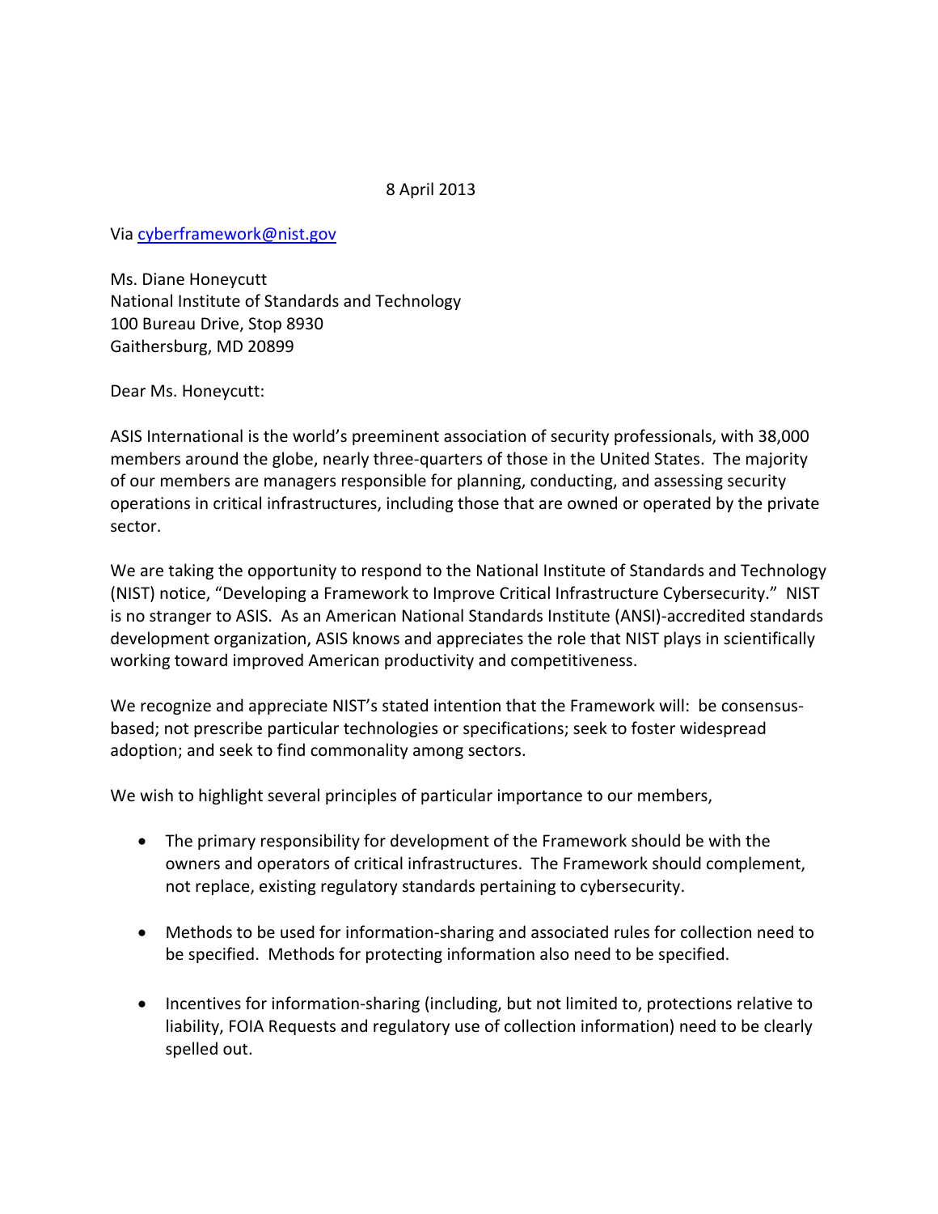8 April 2013

Via cyberframework@nist.gov

Ms. Diane Honeycutt
National Institute of Standards and Technology
100 Bureau Drive, Stop 8930
Gaithersburg, MD 20899

Dear Ms. Honeycutt:

ASIS International is the world's preeminent association of security professionals, with 38,000 members around the globe, nearly three-quarters of those in the United States. The majority of our members are managers responsible for planning, conducting, and assessing security operations in critical infrastructures, including those that are owned or operated by the private sector.

We are taking the opportunity to respond to the National Institute of Standards and Technology (NIST) notice, "Developing a Framework to Improve Critical Infrastructure Cybersecurity." NIST is no stranger to ASIS. As an American National Standards Institute (ANSI)-accredited standards development organization, ASIS knows and appreciates the role that NIST plays in scientifically working toward improved American productivity and competitiveness.

We recognize and appreciate NIST's stated intention that the Framework will: be consensus-based; not prescribe particular technologies or specifications; seek to foster widespread adoption; and seek to find commonality among sectors.

We wish to highlight several principles of particular importance to our members,

- The primary responsibility for development of the Framework should be with the owners and operators of critical infrastructures. The Framework should complement, not replace, existing regulatory standards pertaining to cybersecurity.

- Methods to be used for information-sharing and associated rules for collection need to be specified. Methods for protecting information also need to be specified.

- Incentives for information-sharing (including, but not limited to, protections relative to liability, FOIA Requests and regulatory use of collection information) need to be clearly spelled out.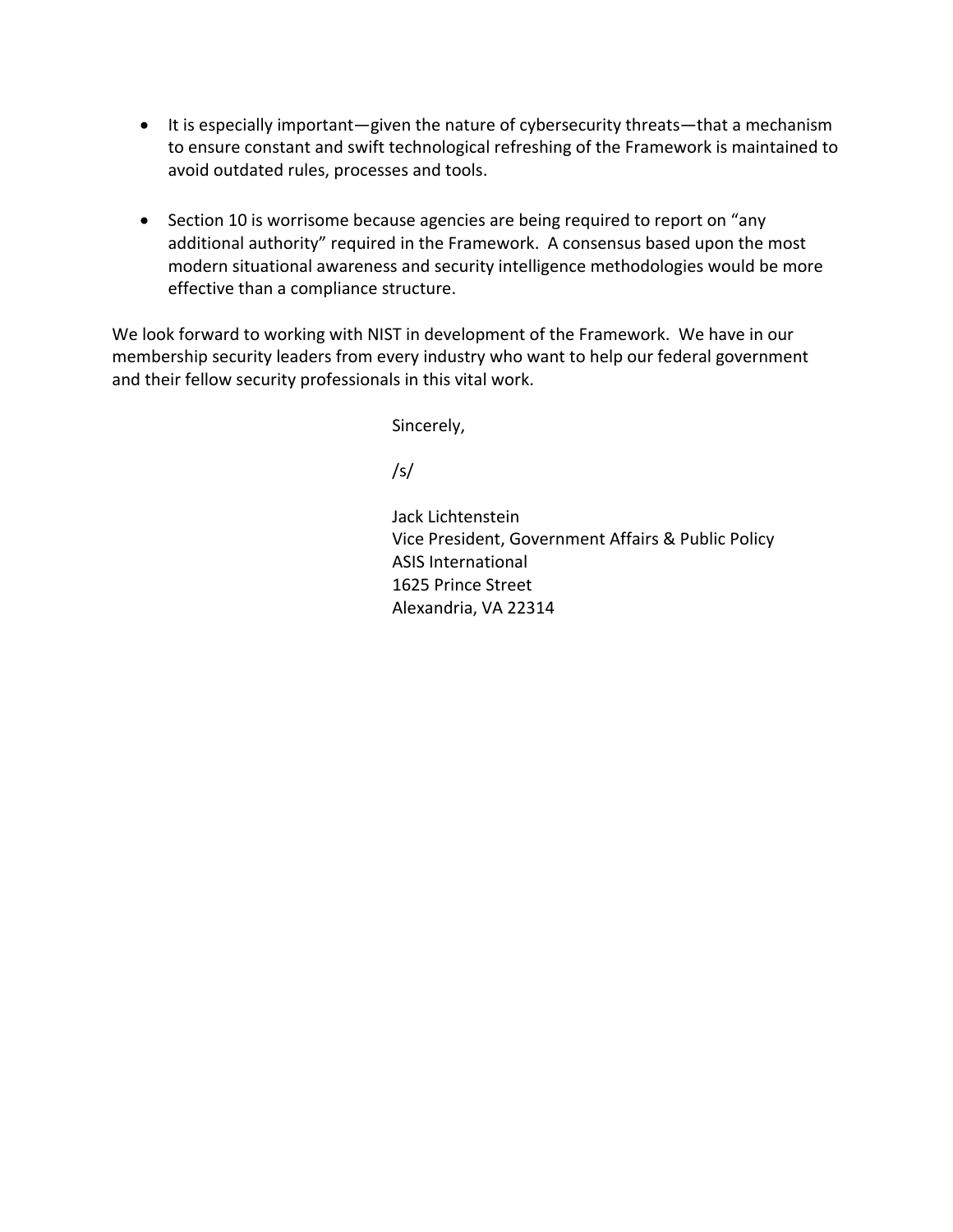- It is especially important—given the nature of cybersecurity threats—that a mechanism to ensure constant and swift technological refreshing of the Framework is maintained to avoid outdated rules, processes and tools.

- Section 10 is worrisome because agencies are being required to report on "any additional authority" required in the Framework. A consensus based upon the most modern situational awareness and security intelligence methodologies would be more effective than a compliance structure.

We look forward to working with NIST in development of the Framework. We have in our membership security leaders from every industry who want to help our federal government and their fellow security professionals in this vital work.

Sincerely,

/s/

Jack Lichtenstein
Vice President, Government Affairs & Public Policy
ASIS International
1625 Prince Street
Alexandria, VA 22314